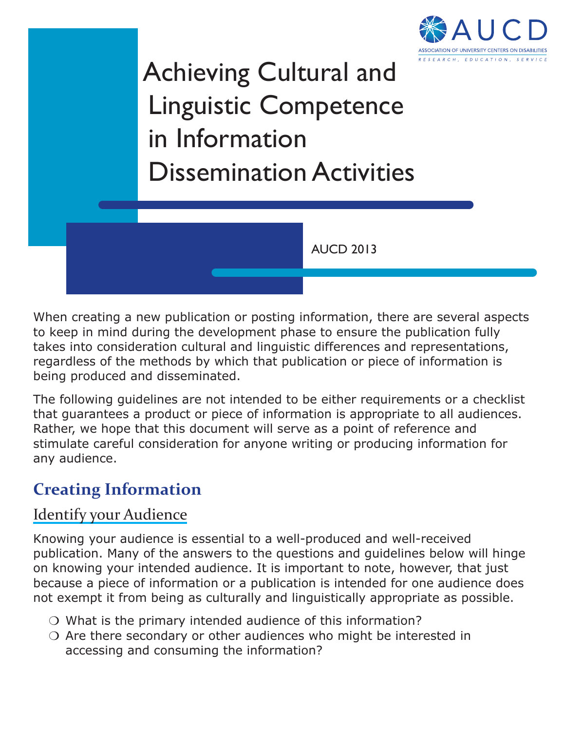# Achieving Cultural and Linguistic Competence in Information Dissemination Activities

AUCD 2013

When creating a new publication or posting information, there are several aspects to keep in mind during the development phase to ensure the publication fully takes into consideration cultural and linguistic differences and representations, regardless of the methods by which that publication or piece of information is being produced and disseminated.

The following guidelines are not intended to be either requirements or a checklist that guarantees a product or piece of information is appropriate to all audiences. Rather, we hope that this document will serve as a point of reference and stimulate careful consideration for anyone writing or producing information for any audience.

## Creating Information

### Identify your Audience

Knowing your audience is essential to a well-produced and well-received publication. Many of the answers to the questions and guidelines below will hinge on knowing your intended audience. It is important to note, however, that just because a piece of information or a publication is intended for one audience does not exempt it from being as culturally and linguistically appropriate as possible.

- ❍ What is the primary intended audience of this information?
- ❍ Are there secondary or other audiences who might be interested in accessing and consuming the information?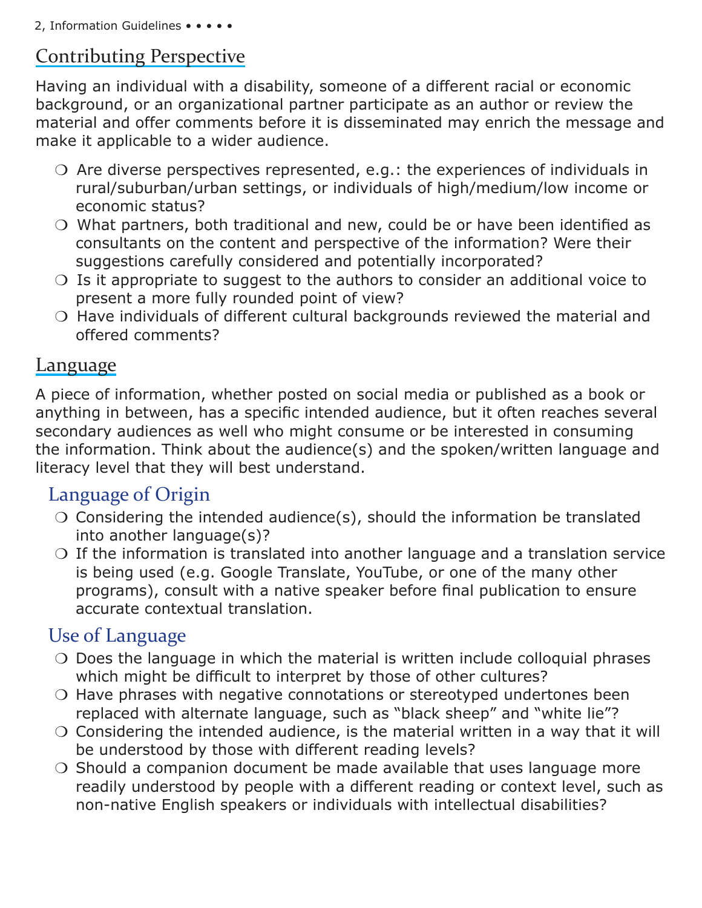## Contributing Perspective

Having an individual with a disability, someone of a different racial or economic background, or an organizational partner participate as an author or review the material and offer comments before it is disseminated may enrich the message and make it applicable to a wider audience.

- ❍ Are diverse perspectives represented, e.g.: the experiences of individuals in rural/suburban/urban settings, or individuals of high/medium/low income or economic status?
- ❍ What partners, both traditional and new, could be or have been identified as consultants on the content and perspective of the information? Were their suggestions carefully considered and potentially incorporated?
- ❍ Is it appropriate to suggest to the authors to consider an additional voice to present a more fully rounded point of view?
- ❍ Have individuals of different cultural backgrounds reviewed the material and offered comments?

## Language

A piece of information, whether posted on social media or published as a book or anything in between, has a specific intended audience, but it often reaches several secondary audiences as well who might consume or be interested in consuming the information. Think about the audience(s) and the spoken/written language and literacy level that they will best understand.

### Language of Origin

- ❍ Considering the intended audience(s), should the information be translated into another language(s)?
- ❍ If the information is translated into another language and a translation service is being used (e.g. Google Translate, YouTube, or one of the many other programs), consult with a native speaker before final publication to ensure accurate contextual translation.

### Use of Language

- ❍ Does the language in which the material is written include colloquial phrases which might be difficult to interpret by those of other cultures?
- ❍ Have phrases with negative connotations or stereotyped undertones been replaced with alternate language, such as "black sheep" and "white lie"?
- ❍ Considering the intended audience, is the material written in a way that it will be understood by those with different reading levels?
- ❍ Should a companion document be made available that uses language more readily understood by people with a different reading or context level, such as non-native English speakers or individuals with intellectual disabilities?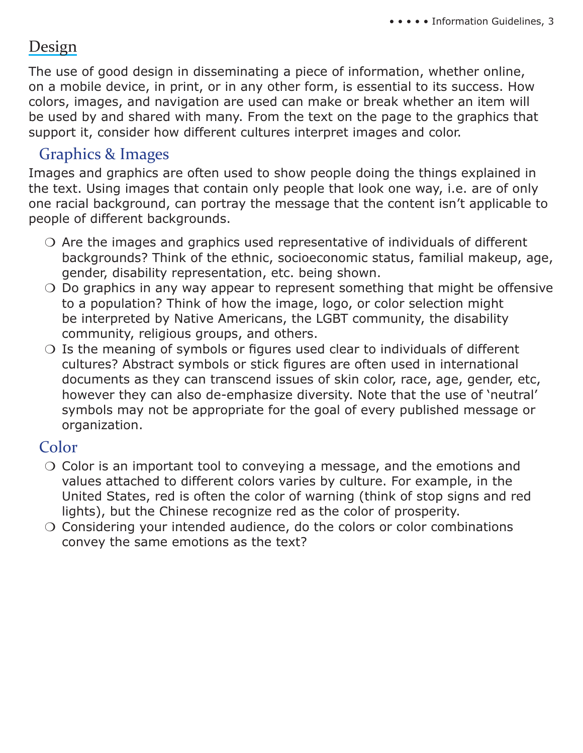# Design

The use of good design in disseminating a piece of information, whether online, on a mobile device, in print, or in any other form, is essential to its success. How colors, images, and navigation are used can make or break whether an item will be used by and shared with many. From the text on the page to the graphics that support it, consider how different cultures interpret images and color.

## Graphics & Images

Images and graphics are often used to show people doing the things explained in the text. Using images that contain only people that look one way, i.e. are of only one racial background, can portray the message that the content isn't applicable to people of different backgrounds.

- ❍ Are the images and graphics used representative of individuals of different backgrounds? Think of the ethnic, socioeconomic status, familial makeup, age, gender, disability representation, etc. being shown.
- ❍ Do graphics in any way appear to represent something that might be offensive to a population? Think of how the image, logo, or color selection might be interpreted by Native Americans, the LGBT community, the disability community, religious groups, and others.
- ❍ Is the meaning of symbols or figures used clear to individuals of different cultures? Abstract symbols or stick figures are often used in international documents as they can transcend issues of skin color, race, age, gender, etc, however they can also de-emphasize diversity. Note that the use of 'neutral' symbols may not be appropriate for the goal of every published message or organization.

## Color

- ❍ Color is an important tool to conveying a message, and the emotions and values attached to different colors varies by culture. For example, in the United States, red is often the color of warning (think of stop signs and red lights), but the Chinese recognize red as the color of prosperity.
- ❍ Considering your intended audience, do the colors or color combinations convey the same emotions as the text?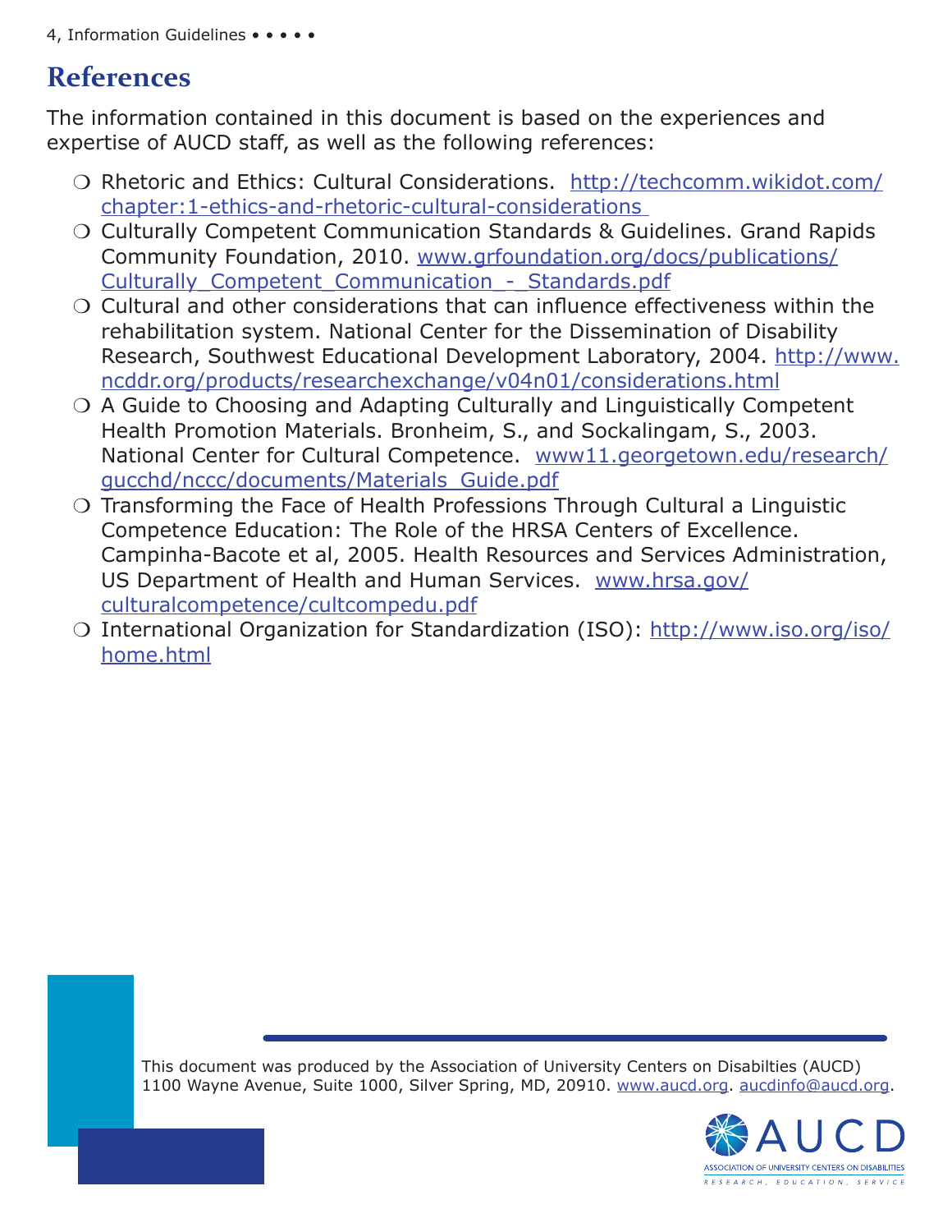## References

The information contained in this document is based on the experiences and expertise of AUCD staff, as well as the following references:

- Rhetoric and Ethics: Cultural Considerations. http://techcomm.wikidot.com/chapter:1-ethics-and-rhetoric-cultural-considerations
- Culturally Competent Communication Standards & Guidelines. Grand Rapids Community Foundation, 2010. www.grfoundation.org/docs/publications/Culturally_Competent_Communication_-_Standards.pdf
- Cultural and other considerations that can influence effectiveness within the rehabilitation system. National Center for the Dissemination of Disability Research, Southwest Educational Development Laboratory, 2004. http://www.ncddr.org/products/researchexchange/v04n01/considerations.html
- A Guide to Choosing and Adapting Culturally and Linguistically Competent Health Promotion Materials. Bronheim, S., and Sockalingam, S., 2003. National Center for Cultural Competence. www11.georgetown.edu/research/gucchd/nccc/documents/Materials_Guide.pdf
- Transforming the Face of Health Professions Through Cultural a Linguistic Competence Education: The Role of the HRSA Centers of Excellence. Campinha-Bacote et al, 2005. Health Resources and Services Administration, US Department of Health and Human Services. www.hrsa.gov/culturalcompetence/cultcompedu.pdf
- International Organization for Standardization (ISO): http://www.iso.org/iso/home.html

This document was produced by the Association of University Centers on Disabilties (AUCD) 1100 Wayne Avenue, Suite 1000, Silver Spring, MD, 20910. www.aucd.org. aucdinfo@aucd.org.

AUCD
ASSOCIATION OF UNIVERSITY CENTERS ON DISABILITIES
RESEARCH, EDUCATION, SERVICE